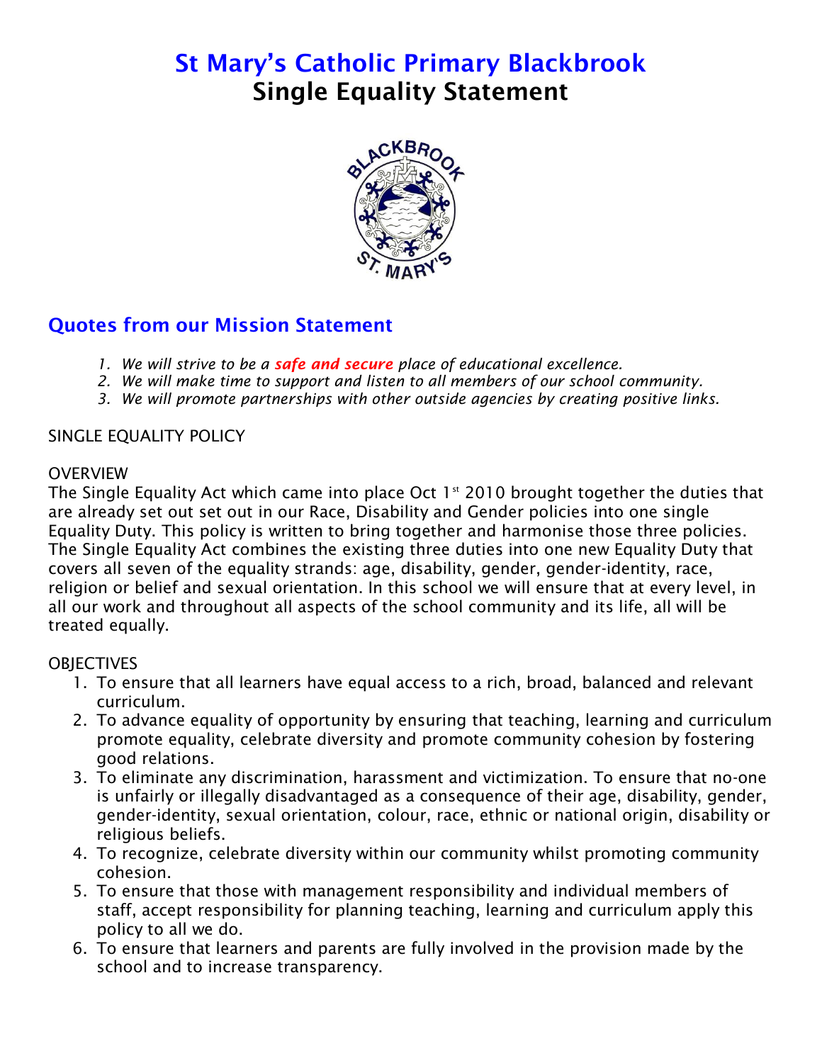# St Mary's Catholic Primary Blackbrook
# Single Equality Statement

## Quotes from our Mission Statement

1. *We will strive to be a **safe and secure** place of educational excellence.*
2. *We will make time to support and listen to all members of our school community.*
3. *We will promote partnerships with other outside agencies by creating positive links.*

SINGLE EQUALITY POLICY

OVERVIEW

The Single Equality Act which came into place Oct 1st 2010 brought together the duties that are already set out set out in our Race, Disability and Gender policies into one single Equality Duty. This policy is written to bring together and harmonise those three policies. The Single Equality Act combines the existing three duties into one new Equality Duty that covers all seven of the equality strands: age, disability, gender, gender-identity, race, religion or belief and sexual orientation. In this school we will ensure that at every level, in all our work and throughout all aspects of the school community and its life, all will be treated equally.

OBJECTIVES

1. To ensure that all learners have equal access to a rich, broad, balanced and relevant curriculum.
2. To advance equality of opportunity by ensuring that teaching, learning and curriculum promote equality, celebrate diversity and promote community cohesion by fostering good relations.
3. To eliminate any discrimination, harassment and victimization. To ensure that no-one is unfairly or illegally disadvantaged as a consequence of their age, disability, gender, gender-identity, sexual orientation, colour, race, ethnic or national origin, disability or religious beliefs.
4. To recognize, celebrate diversity within our community whilst promoting community cohesion.
5. To ensure that those with management responsibility and individual members of staff, accept responsibility for planning teaching, learning and curriculum apply this policy to all we do.
6. To ensure that learners and parents are fully involved in the provision made by the school and to increase transparency.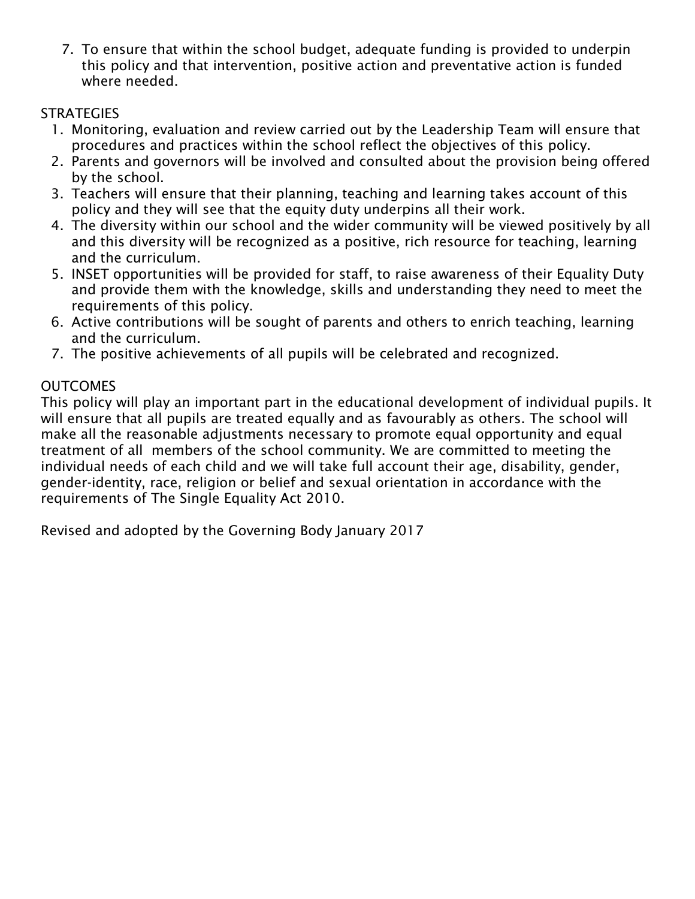7. To ensure that within the school budget, adequate funding is provided to underpin this policy and that intervention, positive action and preventative action is funded where needed.

## STRATEGIES

1. Monitoring, evaluation and review carried out by the Leadership Team will ensure that procedures and practices within the school reflect the objectives of this policy.
2. Parents and governors will be involved and consulted about the provision being offered by the school.
3. Teachers will ensure that their planning, teaching and learning takes account of this policy and they will see that the equity duty underpins all their work.
4. The diversity within our school and the wider community will be viewed positively by all and this diversity will be recognized as a positive, rich resource for teaching, learning and the curriculum.
5. INSET opportunities will be provided for staff, to raise awareness of their Equality Duty and provide them with the knowledge, skills and understanding they need to meet the requirements of this policy.
6. Active contributions will be sought of parents and others to enrich teaching, learning and the curriculum.
7. The positive achievements of all pupils will be celebrated and recognized.

## OUTCOMES

This policy will play an important part in the educational development of individual pupils. It will ensure that all pupils are treated equally and as favourably as others. The school will make all the reasonable adjustments necessary to promote equal opportunity and equal treatment of all members of the school community. We are committed to meeting the individual needs of each child and we will take full account their age, disability, gender, gender-identity, race, religion or belief and sexual orientation in accordance with the requirements of The Single Equality Act 2010.

Revised and adopted by the Governing Body January 2017